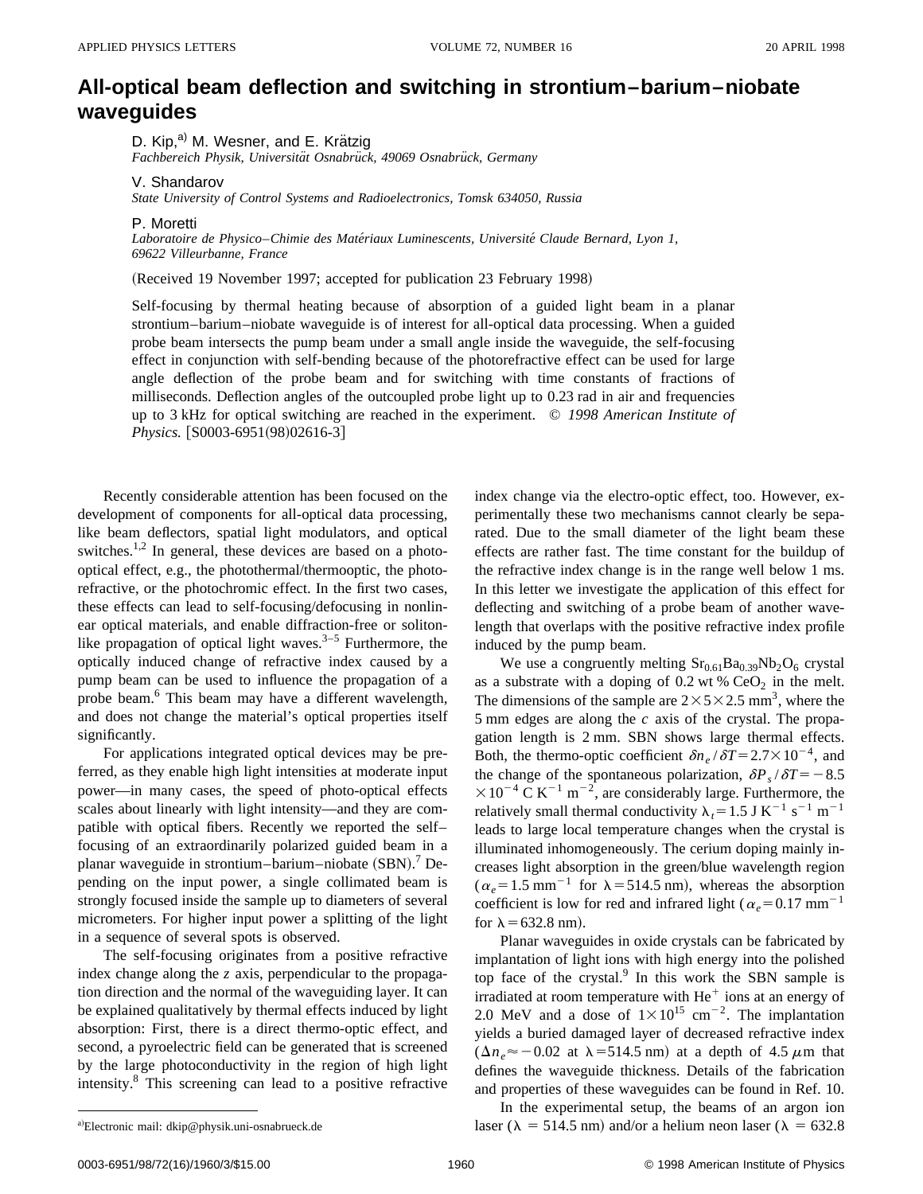# All-optical beam deflection and switching in strontium–barium–niobate waveguides

D. Kip,[a] M. Wesner, and E. Krätzig
*Fachbereich Physik, Universität Osnabrück, 49069 Osnabrück, Germany*

V. Shandarov
*State University of Control Systems and Radioelectronics, Tomsk 634050, Russia*

P. Moretti
*Laboratoire de Physico–Chimie des Matériaux Luminescents, Université Claude Bernard, Lyon 1, 69622 Villeurbanne, France*

(Received 19 November 1997; accepted for publication 23 February 1998)

Self-focusing by thermal heating because of absorption of a guided light beam in a planar strontium–barium–niobate waveguide is of interest for all-optical data processing. When a guided probe beam intersects the pump beam under a small angle inside the waveguide, the self-focusing effect in conjunction with self-bending because of the photorefractive effect can be used for large angle deflection of the probe beam and for switching with time constants of fractions of milliseconds. Deflection angles of the outcoupled probe light up to 0.23 rad in air and frequencies up to 3 kHz for optical switching are reached in the experiment. © *1998 American Institute of Physics.* [S0003-6951(98)02616-3]

Recently considerable attention has been focused on the development of components for all-optical data processing, like beam deflectors, spatial light modulators, and optical switches.[1,2] In general, these devices are based on a photo-optical effect, e.g., the photothermal/thermooptic, the photorefractive, or the photochromic effect. In the first two cases, these effects can lead to self-focusing/defocusing in nonlinear optical materials, and enable diffraction-free or soliton-like propagation of optical light waves.[3–5] Furthermore, the optically induced change of refractive index caused by a pump beam can be used to influence the propagation of a probe beam.[6] This beam may have a different wavelength, and does not change the material's optical properties itself significantly.

For applications integrated optical devices may be preferred, as they enable high light intensities at moderate input power—in many cases, the speed of photo-optical effects scales about linearly with light intensity—and they are compatible with optical fibers. Recently we reported the self–focusing of an extraordinarily polarized guided beam in a planar waveguide in strontium–barium–niobate (SBN).[7] Depending on the input power, a single collimated beam is strongly focused inside the sample up to diameters of several micrometers. For higher input power a splitting of the light in a sequence of several spots is observed.

The self-focusing originates from a positive refractive index change along the $z$ axis, perpendicular to the propagation direction and the normal of the waveguiding layer. It can be explained qualitatively by thermal effects induced by light absorption: First, there is a direct thermo-optic effect, and second, a pyroelectric field can be generated that is screened by the large photoconductivity in the region of high light intensity.[8] This screening can lead to a positive refractive index change via the electro-optic effect, too. However, experimentally these two mechanisms cannot clearly be separated. Due to the small diameter of the light beam these effects are rather fast. The time constant for the buildup of the refractive index change is in the range well below 1 ms. In this letter we investigate the application of this effect for deflecting and switching of a probe beam of another wavelength that overlaps with the positive refractive index profile induced by the pump beam.

We use a congruently melting $Sr_{0.61}Ba_{0.39}Nb_2O_6$ crystal as a substrate with a doping of 0.2 wt % $CeO_2$ in the melt. The dimensions of the sample are $2\times5\times2.5$ mm$^3$, where the 5 mm edges are along the $c$ axis of the crystal. The propagation length is 2 mm. SBN shows large thermal effects. Both, the thermo-optic coefficient $\delta n_e/\delta T=2.7\times10^{-4}$, and the change of the spontaneous polarization, $\delta P_s/\delta T=-8.5\times10^{-4}$ C K$^{-1}$ m$^{-2}$, are considerably large. Furthermore, the relatively small thermal conductivity $\lambda_t=1.5$ J K$^{-1}$ s$^{-1}$ m$^{-1}$ leads to large local temperature changes when the crystal is illuminated inhomogeneously. The cerium doping mainly increases light absorption in the green/blue wavelength region ($\alpha_e=1.5$ mm$^{-1}$ for $\lambda=514.5$ nm), whereas the absorption coefficient is low for red and infrared light ($\alpha_e=0.17$ mm$^{-1}$ for $\lambda=632.8$ nm).

Planar waveguides in oxide crystals can be fabricated by implantation of light ions with high energy into the polished top face of the crystal.[9] In this work the SBN sample is irradiated at room temperature with $He^+$ ions at an energy of 2.0 MeV and a dose of $1\times10^{15}$ cm$^{-2}$. The implantation yields a buried damaged layer of decreased refractive index ($\Delta n_e\approx-0.02$ at $\lambda=514.5$ nm) at a depth of 4.5 $\mu$m that defines the waveguide thickness. Details of the fabrication and properties of these waveguides can be found in Ref. 10.

In the experimental setup, the beams of an argon ion laser ($\lambda$ = 514.5 nm) and/or a helium neon laser ($\lambda$ = 632.8

[a]Electronic mail: dkip@physik.uni-osnabrueck.de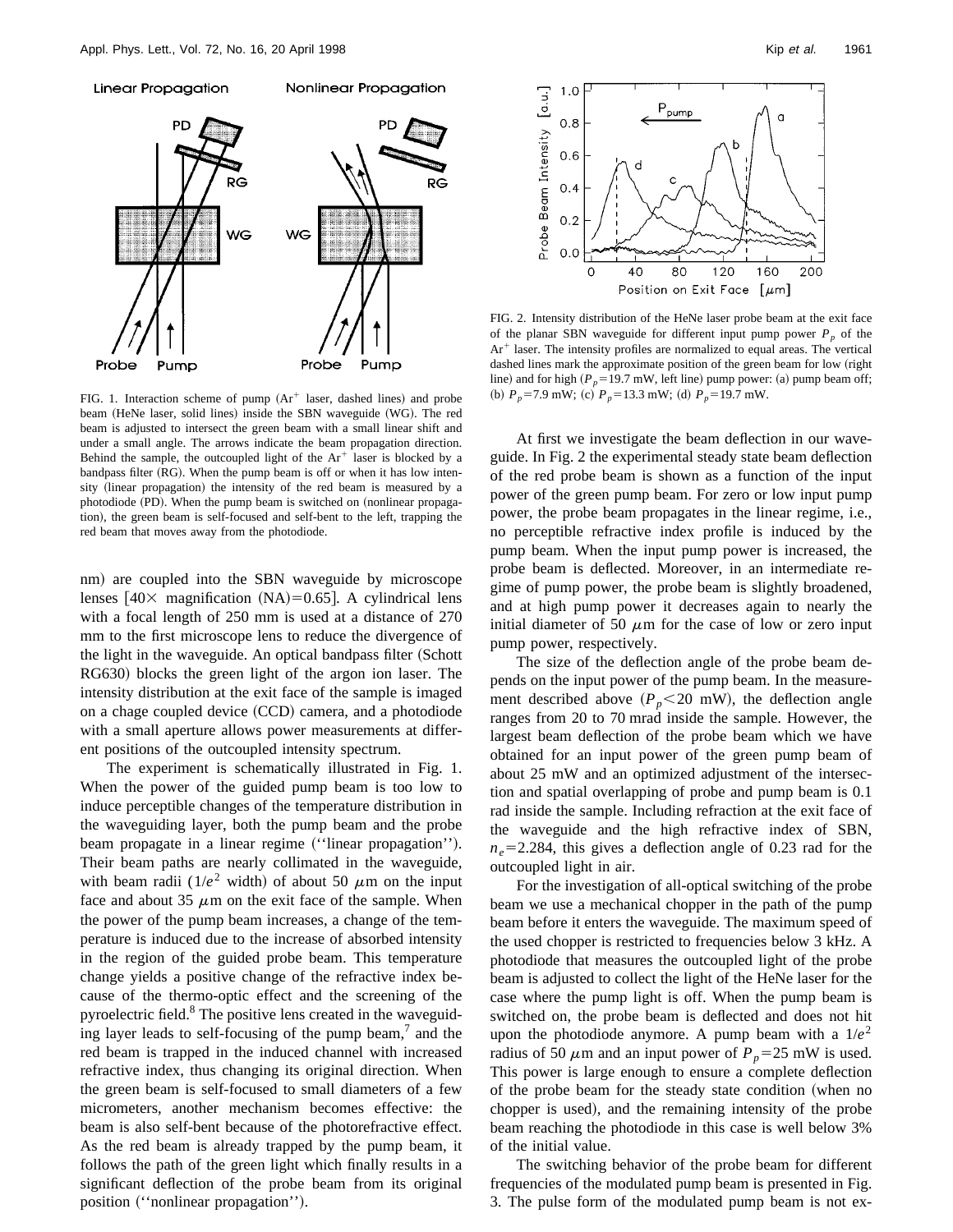FIG. 1. Interaction scheme of pump ($Ar^+$ laser, dashed lines) and probe beam (HeNe laser, solid lines) inside the SBN waveguide (WG). The red beam is adjusted to intersect the green beam with a small linear shift and under a small angle. The arrows indicate the beam propagation direction. Behind the sample, the outcoupled light of the $Ar^+$ laser is blocked by a bandpass filter (RG). When the pump beam is off or when it has low intensity (linear propagation) the intensity of the red beam is measured by a photodiode (PD). When the pump beam is switched on (nonlinear propagation), the green beam is self-focused and self-bent to the left, trapping the red beam that moves away from the photodiode.

nm) are coupled into the SBN waveguide by microscope lenses [40× magnification (NA)=0.65]. A cylindrical lens with a focal length of 250 mm is used at a distance of 270 mm to the first microscope lens to reduce the divergence of the light in the waveguide. An optical bandpass filter (Schott RG630) blocks the green light of the argon ion laser. The intensity distribution at the exit face of the sample is imaged on a chage coupled device (CCD) camera, and a photodiode with a small aperture allows power measurements at different positions of the outcoupled intensity spectrum.

The experiment is schematically illustrated in Fig. 1. When the power of the guided pump beam is too low to induce perceptible changes of the temperature distribution in the waveguiding layer, both the pump beam and the probe beam propagate in a linear regime (''linear propagation''). Their beam paths are nearly collimated in the waveguide, with beam radii ($1/e^2$ width) of about 50 $\mu$m on the input face and about 35 $\mu$m on the exit face of the sample. When the power of the pump beam increases, a change of the temperature is induced due to the increase of absorbed intensity in the region of the guided probe beam. This temperature change yields a positive change of the refractive index because of the thermo-optic effect and the screening of the pyroelectric field.[8] The positive lens created in the waveguiding layer leads to self-focusing of the pump beam,[7] and the red beam is trapped in the induced channel with increased refractive index, thus changing its original direction. When the green beam is self-focused to small diameters of a few micrometers, another mechanism becomes effective: the beam is also self-bent because of the photorefractive effect. As the red beam is already trapped by the pump beam, it follows the path of the green light which finally results in a significant deflection of the probe beam from its original position (''nonlinear propagation'').

FIG. 2. Intensity distribution of the HeNe laser probe beam at the exit face of the planar SBN waveguide for different input pump power $P_p$ of the $Ar^+$ laser. The intensity profiles are normalized to equal areas. The vertical dashed lines mark the approximate position of the green beam for low (right line) and for high ($P_p$=19.7 mW, left line) pump power: (a) pump beam off; (b) $P_p$=7.9 mW; (c) $P_p$=13.3 mW; (d) $P_p$=19.7 mW.

At first we investigate the beam deflection in our waveguide. In Fig. 2 the experimental steady state beam deflection of the red probe beam is shown as a function of the input power of the green pump beam. For zero or low input pump power, the probe beam propagates in the linear regime, i.e., no perceptible refractive index profile is induced by the pump beam. When the input pump power is increased, the probe beam is deflected. Moreover, in an intermediate regime of pump power, the probe beam is slightly broadened, and at high pump power it decreases again to nearly the initial diameter of 50 $\mu$m for the case of low or zero input pump power, respectively.

The size of the deflection angle of the probe beam depends on the input power of the pump beam. In the measurement described above ($P_p$<20 mW), the deflection angle ranges from 20 to 70 mrad inside the sample. However, the largest beam deflection of the probe beam which we have obtained for an input power of the green pump beam of about 25 mW and an optimized adjustment of the intersection and spatial overlapping of probe and pump beam is 0.1 rad inside the sample. Including refraction at the exit face of the waveguide and the high refractive index of SBN, $n_e$=2.284, this gives a deflection angle of 0.23 rad for the outcoupled light in air.

For the investigation of all-optical switching of the probe beam we use a mechanical chopper in the path of the pump beam before it enters the waveguide. The maximum speed of the used chopper is restricted to frequencies below 3 kHz. A photodiode that measures the outcoupled light of the probe beam is adjusted to collect the light of the HeNe laser for the case where the pump light is off. When the pump beam is switched on, the probe beam is deflected and does not hit upon the photodiode anymore. A pump beam with a $1/e^2$ radius of 50 $\mu$m and an input power of $P_p$=25 mW is used. This power is large enough to ensure a complete deflection of the probe beam for the steady state condition (when no chopper is used), and the remaining intensity of the probe beam reaching the photodiode in this case is well below 3% of the initial value.

The switching behavior of the probe beam for different frequencies of the modulated pump beam is presented in Fig. 3. The pulse form of the modulated pump beam is not ex-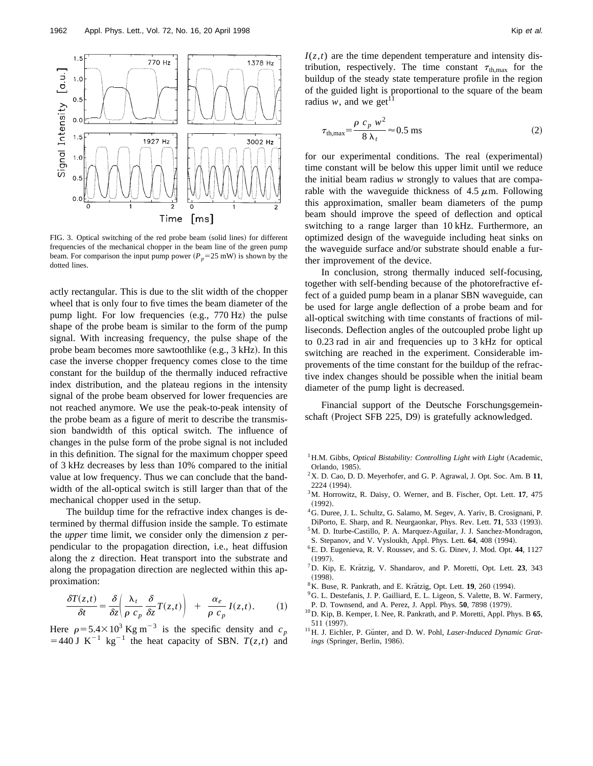Signal Intensity [a.u.]

Time [ms]

770 Hz

1378 Hz

1927 Hz

3002 Hz

FIG. 3. Optical switching of the red probe beam (solid lines) for different frequencies of the mechanical chopper in the beam line of the green pump beam. For comparison the input pump power ($P_p = 25$ mW) is shown by the dotted lines.

actly rectangular. This is due to the slit width of the chopper wheel that is only four to five times the beam diameter of the pump light. For low frequencies (e.g., 770 Hz) the pulse shape of the probe beam is similar to the form of the pump signal. With increasing frequency, the pulse shape of the probe beam becomes more sawtoothlike (e.g., 3 kHz). In this case the inverse chopper frequency comes close to the time constant for the buildup of the thermally induced refractive index distribution, and the plateau regions in the intensity signal of the probe beam observed for lower frequencies are not reached anymore. We use the peak-to-peak intensity of the probe beam as a figure of merit to describe the transmission bandwidth of this optical switch. The influence of changes in the pulse form of the probe signal is not included in this definition. The signal for the maximum chopper speed of 3 kHz decreases by less than 10% compared to the initial value at low frequency. Thus we can conclude that the bandwidth of the all-optical switch is still larger than that of the mechanical chopper used in the setup.

The buildup time for the refractive index changes is determined by thermal diffusion inside the sample. To estimate the *upper* time limit, we consider only the dimension $z$ perpendicular to the propagation direction, i.e., heat diffusion along the $z$ direction. Heat transport into the substrate and along the propagation direction are neglected within this approximation:

$$\frac{\delta T(z,t)}{\delta t} = \frac{\delta}{\delta z}\left(\frac{\lambda_t}{\rho\, c_p}\frac{\delta}{\delta z}T(z,t)\right) + \frac{\alpha_e}{\rho\, c_p} I(z,t). \qquad (1)$$

Here $\rho = 5.4\times 10^3$ Kg m$^{-3}$ is the specific density and $c_p = 440$ J K$^{-1}$ kg$^{-1}$ the heat capacity of SBN. $T(z,t)$ and $I(z,t)$ are the time dependent temperature and intensity distribution, respectively. The time constant $\tau_{\text{th,max}}$ for the buildup of the steady state temperature profile in the region of the guided light is proportional to the square of the beam radius $w$, and we get[11]

$$\tau_{\text{th,max}} = \frac{\rho\, c_p\, w^2}{8\,\lambda_t} \approx 0.5 \text{ ms} \qquad (2)$$

for our experimental conditions. The real (experimental) time constant will be below this upper limit until we reduce the initial beam radius $w$ strongly to values that are comparable with the waveguide thickness of 4.5 $\mu$m. Following this approximation, smaller beam diameters of the pump beam should improve the speed of deflection and optical switching to a range larger than 10 kHz. Furthermore, an optimized design of the waveguide including heat sinks on the waveguide surface and/or substrate should enable a further improvement of the device.

In conclusion, strong thermally induced self-focusing, together with self-bending because of the photorefractive effect of a guided pump beam in a planar SBN waveguide, can be used for large angle deflection of a probe beam and for all-optical switching with time constants of fractions of milliseconds. Deflection angles of the outcoupled probe light up to 0.23 rad in air and frequencies up to 3 kHz for optical switching are reached in the experiment. Considerable improvements of the time constant for the buildup of the refractive index changes should be possible when the initial beam diameter of the pump light is decreased.

Financial support of the Deutsche Forschungsgemeinschaft (Project SFB 225, D9) is gratefully acknowledged.

[1] H.M. Gibbs, *Optical Bistability: Controlling Light with Light* (Academic, Orlando, 1985).

[2] X. D. Cao, D. D. Meyerhofer, and G. P. Agrawal, J. Opt. Soc. Am. B **11**, 2224 (1994).

[3] M. Horrowitz, R. Daisy, O. Werner, and B. Fischer, Opt. Lett. **17**, 475 (1992).

[4] G. Duree, J. L. Schultz, G. Salamo, M. Segev, A. Yariv, B. Crosignani, P. DiPorto, E. Sharp, and R. Neurgaonkar, Phys. Rev. Lett. **71**, 533 (1993).

[5] M. D. Iturbe-Castillo, P. A. Marquez-Aguilar, J. J. Sanchez-Mondragon, S. Stepanov, and V. Vysloukh, Appl. Phys. Lett. **64**, 408 (1994).

[6] E. D. Eugenieva, R. V. Roussev, and S. G. Dinev, J. Mod. Opt. **44**, 1127 (1997).

[7] D. Kip, E. Krätzig, V. Shandarov, and P. Moretti, Opt. Lett. **23**, 343 (1998).

[8] K. Buse, R. Pankrath, and E. Krätzig, Opt. Lett. **19**, 260 (1994).

[9] G. L. Destefanis, J. P. Gailliard, E. L. Ligeon, S. Valette, B. W. Farmery, P. D. Townsend, and A. Perez, J. Appl. Phys. **50**, 7898 (1979).

[10] D. Kip, B. Kemper, I. Nee, R. Pankrath, and P. Moretti, Appl. Phys. B **65**, 511 (1997).

[11] H. J. Eichler, P. Günter, and D. W. Pohl, *Laser-Induced Dynamic Gratings* (Springer, Berlin, 1986).